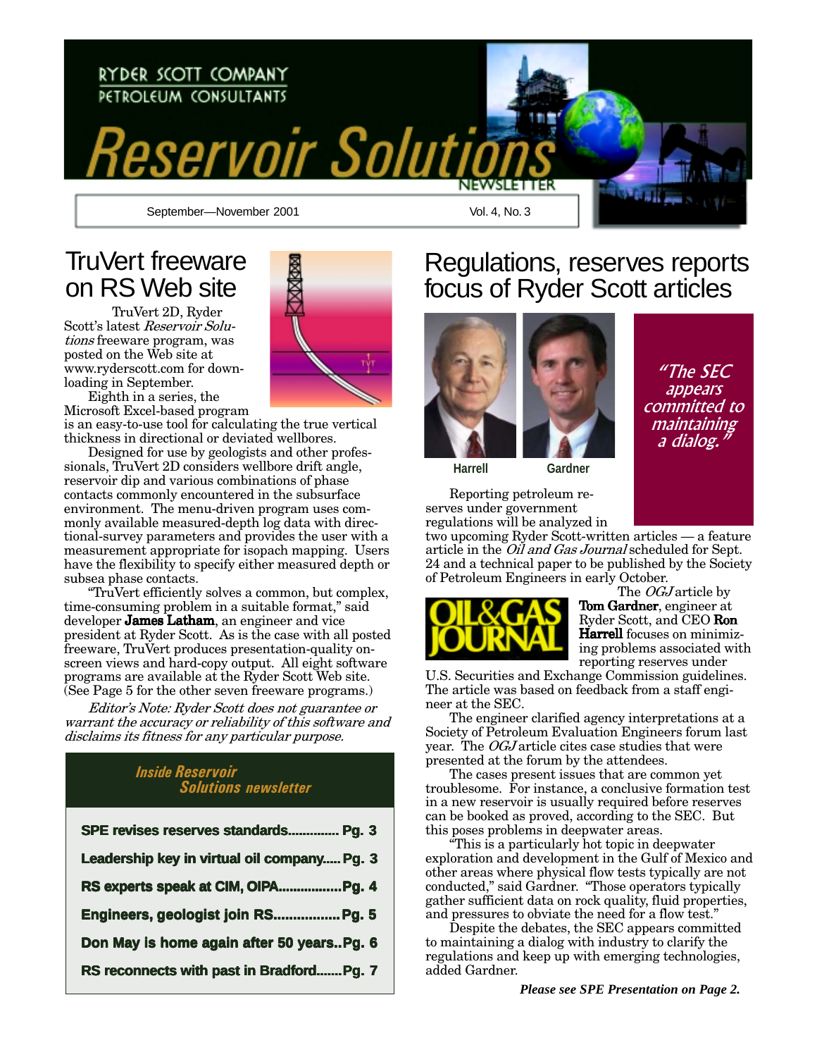RYDER SCOTT COMPANY
PETROLEUM CONSULTANTS

# Reservoir Solutions NEWSLETTER

September—November 2001 | Vol. 4, No. 3

## TruVert freeware on RS Web site

TruVert 2D, Ryder Scott's latest *Reservoir Solutions* freeware program, was posted on the Web site at www.ryderscott.com for downloading in September.

Eighth in a series, the Microsoft Excel-based program is an easy-to-use tool for calculating the true vertical thickness in directional or deviated wellbores.

Designed for use by geologists and other professionals, TruVert 2D considers wellbore drift angle, reservoir dip and various combinations of phase contacts commonly encountered in the subsurface environment. The menu-driven program uses commonly available measured-depth log data with directional-survey parameters and provides the user with a measurement appropriate for isopach mapping. Users have the flexibility to specify either measured depth or subsea phase contacts.

"TruVert efficiently solves a common, but complex, time-consuming problem in a suitable format," said developer **James Latham**, an engineer and vice president at Ryder Scott. As is the case with all posted freeware, TruVert produces presentation-quality on-screen views and hard-copy output. All eight software programs are available at the Ryder Scott Web site. (See Page 5 for the other seven freeware programs.)

*Editor's Note: Ryder Scott does not guarantee or warrant the accuracy or reliability of this software and disclaims its fitness for any particular purpose.*

### Inside Reservoir Solutions newsletter

- SPE revises reserves standards.............. Pg. 3
- Leadership key in virtual oil company..... Pg. 3
- RS experts speak at CIM, OIPA.................Pg. 4
- Engineers, geologist join RS................. Pg. 5
- Don May is home again after 50 years..Pg. 6
- RS reconnects with past in Bradford.......Pg. 7

## Regulations, reserves reports focus of Ryder Scott articles

Harrell    Gardner

*"The SEC appears committed to maintaining a dialog."*

Reporting petroleum reserves under government regulations will be analyzed in two upcoming Ryder Scott-written articles — a feature article in the *Oil and Gas Journal* scheduled for Sept. 24 and a technical paper to be published by the Society of Petroleum Engineers in early October.

The *OGJ* article by **Tom Gardner**, engineer at Ryder Scott, and CEO **Ron Harrell** focuses on minimizing problems associated with reporting reserves under U.S. Securities and Exchange Commission guidelines. The article was based on feedback from a staff engineer at the SEC.

The engineer clarified agency interpretations at a Society of Petroleum Evaluation Engineers forum last year. The *OGJ* article cites case studies that were presented at the forum by the attendees.

The cases present issues that are common yet troublesome. For instance, a conclusive formation test in a new reservoir is usually required before reserves can be booked as proved, according to the SEC. But this poses problems in deepwater areas.

"This is a particularly hot topic in deepwater exploration and development in the Gulf of Mexico and other areas where physical flow tests typically are not conducted," said Gardner. "Those operators typically gather sufficient data on rock quality, fluid properties, and pressures to obviate the need for a flow test."

Despite the debates, the SEC appears committed to maintaining a dialog with industry to clarify the regulations and keep up with emerging technologies, added Gardner.

***Please see SPE Presentation on Page 2.***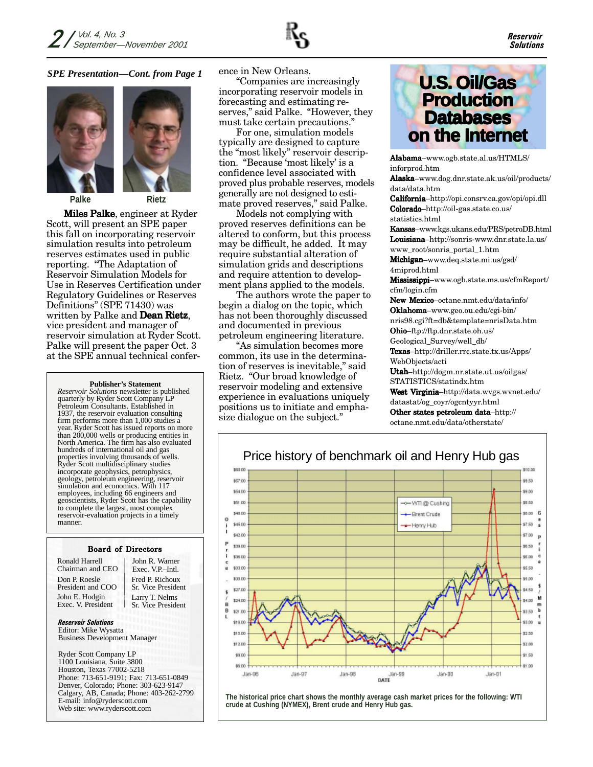*SPE Presentation—Cont. from Page 1*

Palke　　Rietz

**Miles Palke**, engineer at Ryder Scott, will present an SPE paper this fall on incorporating reservoir simulation results into petroleum reserves estimates used in public reporting. "The Adaptation of Reservoir Simulation Models for Use in Reserves Certification under Regulatory Guidelines or Reserves Definitions" (SPE 71430) was written by Palke and **Dean Rietz**, vice president and manager of reservoir simulation at Ryder Scott. Palke will present the paper Oct. 3 at the SPE annual technical conference in New Orleans.

"Companies are increasingly incorporating reservoir models in forecasting and estimating reserves," said Palke. "However, they must take certain precautions."

For one, simulation models typically are designed to capture the "most likely" reservoir description. "Because 'most likely' is a confidence level associated with proved plus probable reserves, models generally are not designed to estimate proved reserves," said Palke.

Models not complying with proved reserves definitions can be altered to conform, but this process may be difficult, he added. It may require substantial alteration of simulation grids and descriptions and require attention to development plans applied to the models.

The authors wrote the paper to begin a dialog on the topic, which has not been thoroughly discussed and documented in previous petroleum engineering literature.

"As simulation becomes more common, its use in the determination of reserves is inevitable," said Rietz. "Our broad knowledge of reservoir modeling and extensive experience in evaluations uniquely positions us to initiate and emphasize dialogue on the subject."

## Publisher's Statement

*Reservoir Solutions* newsletter is published quarterly by Ryder Scott Company LP Petroleum Consultants. Established in 1937, the reservoir evaluation consulting firm performs more than 1,000 studies a year. Ryder Scott has issued reports on more than 200,000 wells or producing entities in North America. The firm has also evaluated hundreds of international oil and gas properties involving thousands of wells. Ryder Scott multidisciplinary studies incorporate geophysics, petrophysics, geology, petroleum engineering, reservoir simulation and economics. With 117 employees, including 66 engineers and geoscientists, Ryder Scott has the capability to complete the largest, most complex reservoir-evaluation projects in a timely manner.

## Board of Directors

| | |
|---|---|
| Ronald Harrell<br>Chairman and CEO | John R. Warner<br>Exec. V.P.–Intl. |
| Don P. Roesle<br>President and COO | Fred P. Richoux<br>Sr. Vice President |
| John E. Hodgin<br>Exec. V. President | Larry T. Nelms<br>Sr. Vice President |

***Reservoir Solutions***
Editor: Mike Wysatta
Business Development Manager

Ryder Scott Company LP
1100 Louisiana, Suite 3800
Houston, Texas 77002-5218
Phone: 713-651-9191; Fax: 713-651-0849
Denver, Colorado; Phone: 303-623-9147
Calgary, AB, Canada; Phone: 403-262-2799
E-mail: info@ryderscott.com
Web site: www.ryderscott.com

## U.S. Oil/Gas Production Databases on the Internet

**Alabama**–www.ogb.state.al.us/HTMLS/inforprod.htm
**Alaska**–www.dog.dnr.state.ak.us/oil/products/data/data.htm
**California**–http://opi.consrv.ca.gov/opi/opi.dll
**Colorado**–http://oil-gas.state.co.us/statistics.html
**Kansas**–www.kgs.ukans.edu/PRS/petroDB.html
**Louisiana**–http://sonris-www.dnr.state.la.us/www_root/sonris_portal_1.htm
**Michigan**–www.deq.state.mi.us/gsd/4miprod.html
**Mississippi**–www.ogb.state.ms.us/cfmReport/cfm/login.cfm
**New Mexico**–octane.nmt.edu/data/info/
**Oklahoma**–www.geo.ou.edu/cgi-bin/nris98.cgi?ft=db&template=nrisData.htm
**Ohio**–ftp://ftp.dnr.state.oh.us/Geological_Survey/well_db/
**Texas**–http://driller.rrc.state.tx.us/Apps/WebObjects/acti
**Utah**–http://dogm.nr.state.ut.us/oilgas/STATISTICS/statindx.htm
**West Virginia**–http://data.wvgs.wvnet.edu/datastat/og_coyr/ogcntyyr.html
**Other states petroleum data**–http://octane.nmt.edu/data/otherstate/

### Price history of benchmark oil and Henry Hub gas

The historical price chart shows the monthly average cash market prices for the following: WTI crude at Cushing (NYMEX), Brent crude and Henry Hub gas.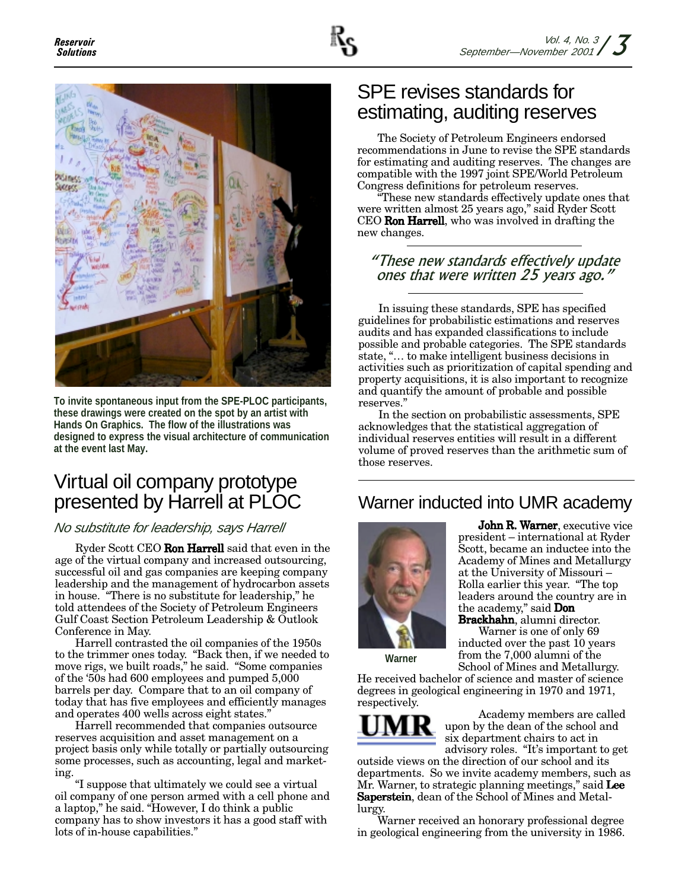To invite spontaneous input from the SPE-PLOC participants, these drawings were created on the spot by an artist with Hands On Graphics. The flow of the illustrations was designed to express the visual architecture of communication at the event last May.

# Virtual oil company prototype presented by Harrell at PLOC

*No substitute for leadership, says Harrell*

Ryder Scott CEO **Ron Harrell** said that even in the age of the virtual company and increased outsourcing, successful oil and gas companies are keeping company leadership and the management of hydrocarbon assets in house. "There is no substitute for leadership," he told attendees of the Society of Petroleum Engineers Gulf Coast Section Petroleum Leadership & Outlook Conference in May.

Harrell contrasted the oil companies of the 1950s to the trimmer ones today. "Back then, if we needed to move rigs, we built roads," he said. "Some companies of the '50s had 600 employees and pumped 5,000 barrels per day. Compare that to an oil company of today that has five employees and efficiently manages and operates 400 wells across eight states."

Harrell recommended that companies outsource reserves acquisition and asset management on a project basis only while totally or partially outsourcing some processes, such as accounting, legal and marketing.

"I suppose that ultimately we could see a virtual oil company of one person armed with a cell phone and a laptop," he said. "However, I do think a public company has to show investors it has a good staff with lots of in-house capabilities."

# SPE revises standards for estimating, auditing reserves

The Society of Petroleum Engineers endorsed recommendations in June to revise the SPE standards for estimating and auditing reserves. The changes are compatible with the 1997 joint SPE/World Petroleum Congress definitions for petroleum reserves.

"These new standards effectively update ones that were written almost 25 years ago," said Ryder Scott CEO **Ron Harrell**, who was involved in drafting the new changes.

> *"These new standards effectively update ones that were written 25 years ago."*

In issuing these standards, SPE has specified guidelines for probabilistic estimations and reserves audits and has expanded classifications to include possible and probable categories. The SPE standards state, "… to make intelligent business decisions in activities such as prioritization of capital spending and property acquisitions, it is also important to recognize and quantify the amount of probable and possible reserves."

In the section on probabilistic assessments, SPE acknowledges that the statistical aggregation of individual reserves entities will result in a different volume of proved reserves than the arithmetic sum of those reserves.

# Warner inducted into UMR academy

Warner

**John R. Warner**, executive vice president – international at Ryder Scott, became an inductee into the Academy of Mines and Metallurgy at the University of Missouri – Rolla earlier this year. "The top leaders around the country are in the academy," said **Don Brackhahn**, alumni director.

Warner is one of only 69 inducted over the past 10 years from the 7,000 alumni of the School of Mines and Metallurgy. He received bachelor of science and master of science degrees in geological engineering in 1970 and 1971, respectively.

Academy members are called upon by the dean of the school and six department chairs to act in advisory roles. "It's important to get outside views on the direction of our school and its departments. So we invite academy members, such as Mr. Warner, to strategic planning meetings," said **Lee Saperstein**, dean of the School of Mines and Metallurgy.

Warner received an honorary professional degree in geological engineering from the university in 1986.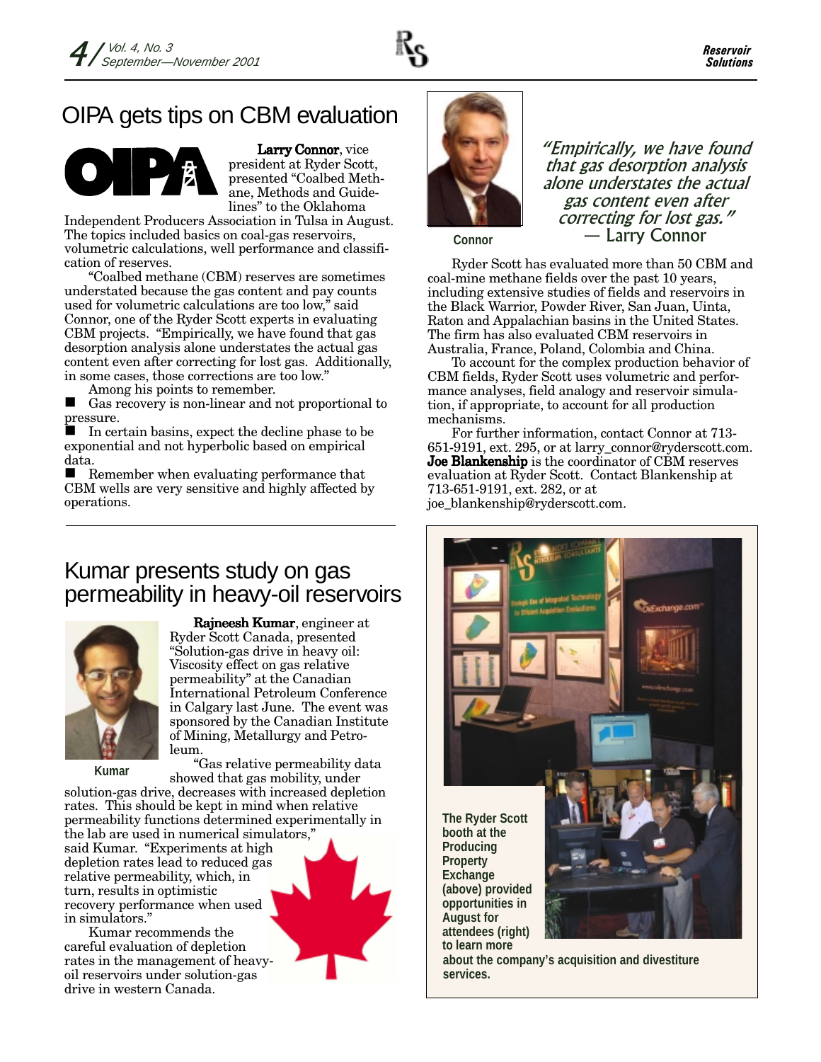# OIPA gets tips on CBM evaluation

**Larry Connor**, vice president at Ryder Scott, presented "Coalbed Methane, Methods and Guidelines" to the Oklahoma Independent Producers Association in Tulsa in August. The topics included basics on coal-gas reservoirs, volumetric calculations, well performance and classification of reserves.

"Coalbed methane (CBM) reserves are sometimes understated because the gas content and pay counts used for volumetric calculations are too low," said Connor, one of the Ryder Scott experts in evaluating CBM projects. "Empirically, we have found that gas desorption analysis alone understates the actual gas content even after correcting for lost gas. Additionally, in some cases, those corrections are too low."

Among his points to remember.

- Gas recovery is non-linear and not proportional to pressure.
- In certain basins, expect the decline phase to be exponential and not hyperbolic based on empirical data.
- Remember when evaluating performance that CBM wells are very sensitive and highly affected by operations.

Connor

*"Empirically, we have found that gas desorption analysis alone understates the actual gas content even after correcting for lost gas."* — Larry Connor

Ryder Scott has evaluated more than 50 CBM and coal-mine methane fields over the past 10 years, including extensive studies of fields and reservoirs in the Black Warrior, Powder River, San Juan, Uinta, Raton and Appalachian basins in the United States. The firm has also evaluated CBM reservoirs in Australia, France, Poland, Colombia and China.

To account for the complex production behavior of CBM fields, Ryder Scott uses volumetric and performance analyses, field analogy and reservoir simulation, if appropriate, to account for all production mechanisms.

For further information, contact Connor at 713-651-9191, ext. 295, or at larry_connor@ryderscott.com. **Joe Blankenship** is the coordinator of CBM reserves evaluation at Ryder Scott. Contact Blankenship at 713-651-9191, ext. 282, or at joe_blankenship@ryderscott.com.

# Kumar presents study on gas permeability in heavy-oil reservoirs

Kumar

**Rajneesh Kumar**, engineer at Ryder Scott Canada, presented "Solution-gas drive in heavy oil: Viscosity effect on gas relative permeability" at the Canadian International Petroleum Conference in Calgary last June. The event was sponsored by the Canadian Institute of Mining, Metallurgy and Petroleum.

"Gas relative permeability data showed that gas mobility, under solution-gas drive, decreases with increased depletion rates. This should be kept in mind when relative permeability functions determined experimentally in the lab are used in numerical simulators," said Kumar. "Experiments at high depletion rates lead to reduced gas relative permeability, which, in turn, results in optimistic recovery performance when used in simulators."

Kumar recommends the careful evaluation of depletion rates in the management of heavy-oil reservoirs under solution-gas drive in western Canada.

The Ryder Scott booth at the Producing Property Exchange (above) provided opportunities in August for attendees (right) to learn more about the company's acquisition and divestiture services.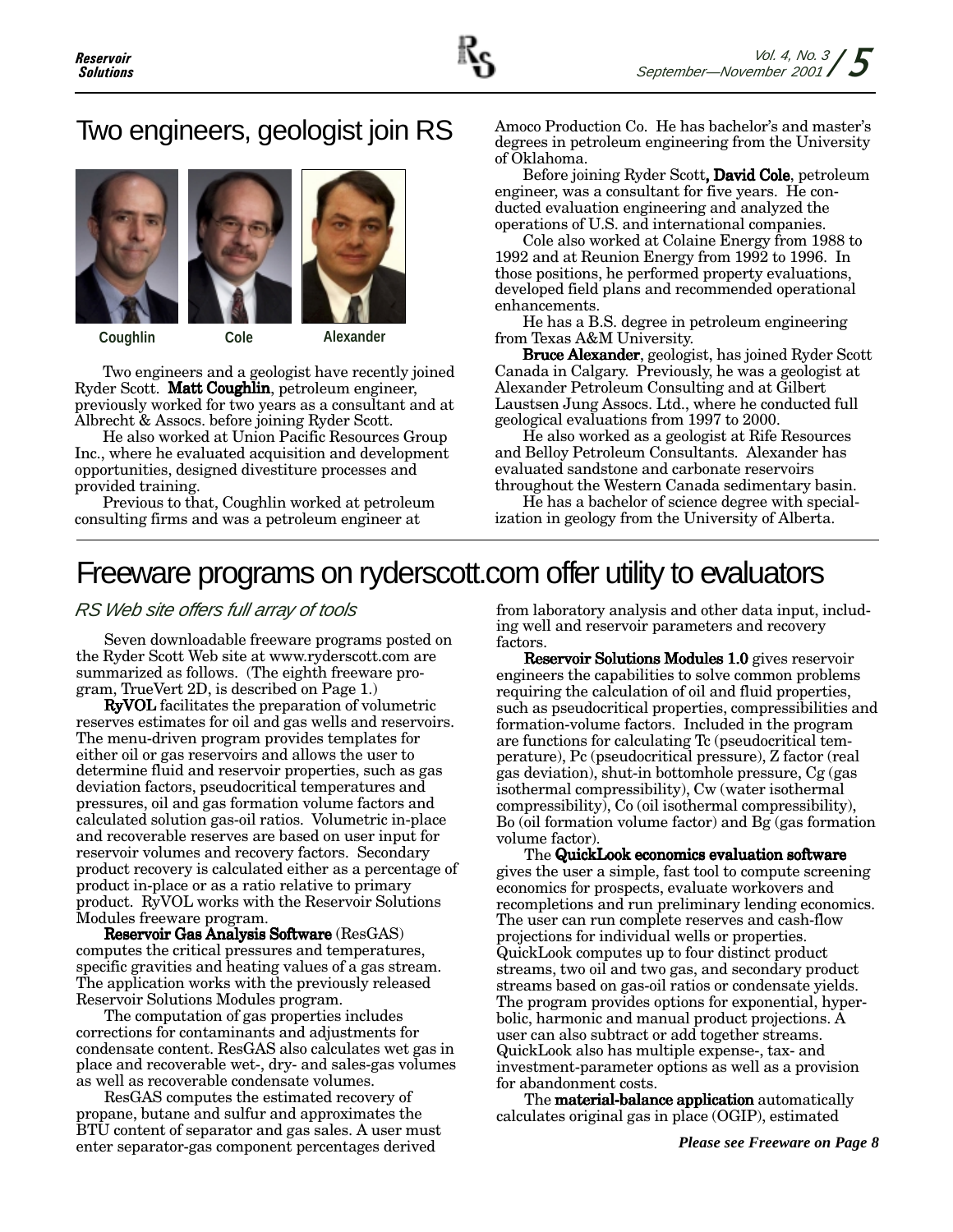# Two engineers, geologist join RS

Coughlin Cole Alexander

Two engineers and a geologist have recently joined Ryder Scott. **Matt Coughlin**, petroleum engineer, previously worked for two years as a consultant and at Albrecht & Assocs. before joining Ryder Scott.

He also worked at Union Pacific Resources Group Inc., where he evaluated acquisition and development opportunities, designed divestiture processes and provided training.

Previous to that, Coughlin worked at petroleum consulting firms and was a petroleum engineer at Amoco Production Co. He has bachelor's and master's degrees in petroleum engineering from the University of Oklahoma.

Before joining Ryder Scott**, David Cole**, petroleum engineer, was a consultant for five years. He conducted evaluation engineering and analyzed the operations of U.S. and international companies.

Cole also worked at Colaine Energy from 1988 to 1992 and at Reunion Energy from 1992 to 1996. In those positions, he performed property evaluations, developed field plans and recommended operational enhancements.

He has a B.S. degree in petroleum engineering from Texas A&M University.

**Bruce Alexander**, geologist, has joined Ryder Scott Canada in Calgary. Previously, he was a geologist at Alexander Petroleum Consulting and at Gilbert Laustsen Jung Assocs. Ltd., where he conducted full geological evaluations from 1997 to 2000.

He also worked as a geologist at Rife Resources and Belloy Petroleum Consultants. Alexander has evaluated sandstone and carbonate reservoirs throughout the Western Canada sedimentary basin.

He has a bachelor of science degree with specialization in geology from the University of Alberta.

# Freeware programs on ryderscott.com offer utility to evaluators

## *RS Web site offers full array of tools*

Seven downloadable freeware programs posted on the Ryder Scott Web site at www.ryderscott.com are summarized as follows. (The eighth freeware program, TrueVert 2D, is described on Page 1.)

**RyVOL** facilitates the preparation of volumetric reserves estimates for oil and gas wells and reservoirs. The menu-driven program provides templates for either oil or gas reservoirs and allows the user to determine fluid and reservoir properties, such as gas deviation factors, pseudocritical temperatures and pressures, oil and gas formation volume factors and calculated solution gas-oil ratios. Volumetric in-place and recoverable reserves are based on user input for reservoir volumes and recovery factors. Secondary product recovery is calculated either as a percentage of product in-place or as a ratio relative to primary product. RyVOL works with the Reservoir Solutions Modules freeware program.

**Reservoir Gas Analysis Software** (ResGAS) computes the critical pressures and temperatures, specific gravities and heating values of a gas stream. The application works with the previously released Reservoir Solutions Modules program.

The computation of gas properties includes corrections for contaminants and adjustments for condensate content. ResGAS also calculates wet gas in place and recoverable wet-, dry- and sales-gas volumes as well as recoverable condensate volumes.

ResGAS computes the estimated recovery of propane, butane and sulfur and approximates the BTU content of separator and gas sales. A user must enter separator-gas component percentages derived from laboratory analysis and other data input, including well and reservoir parameters and recovery factors.

**Reservoir Solutions Modules 1.0** gives reservoir engineers the capabilities to solve common problems requiring the calculation of oil and fluid properties, such as pseudocritical properties, compressibilities and formation-volume factors. Included in the program are functions for calculating Tc (pseudocritical temperature), Pc (pseudocritical pressure), Z factor (real gas deviation), shut-in bottomhole pressure, Cg (gas isothermal compressibility), Cw (water isothermal compressibility), Co (oil isothermal compressibility), Bo (oil formation volume factor) and Bg (gas formation volume factor).

The **QuickLook economics evaluation software** gives the user a simple, fast tool to compute screening economics for prospects, evaluate workovers and recompletions and run preliminary lending economics. The user can run complete reserves and cash-flow projections for individual wells or properties. QuickLook computes up to four distinct product streams, two oil and two gas, and secondary product streams based on gas-oil ratios or condensate yields. The program provides options for exponential, hyperbolic, harmonic and manual product projections. A user can also subtract or add together streams. QuickLook also has multiple expense-, tax- and investment-parameter options as well as a provision for abandonment costs.

The **material-balance application** automatically calculates original gas in place (OGIP), estimated

***Please see Freeware on Page 8***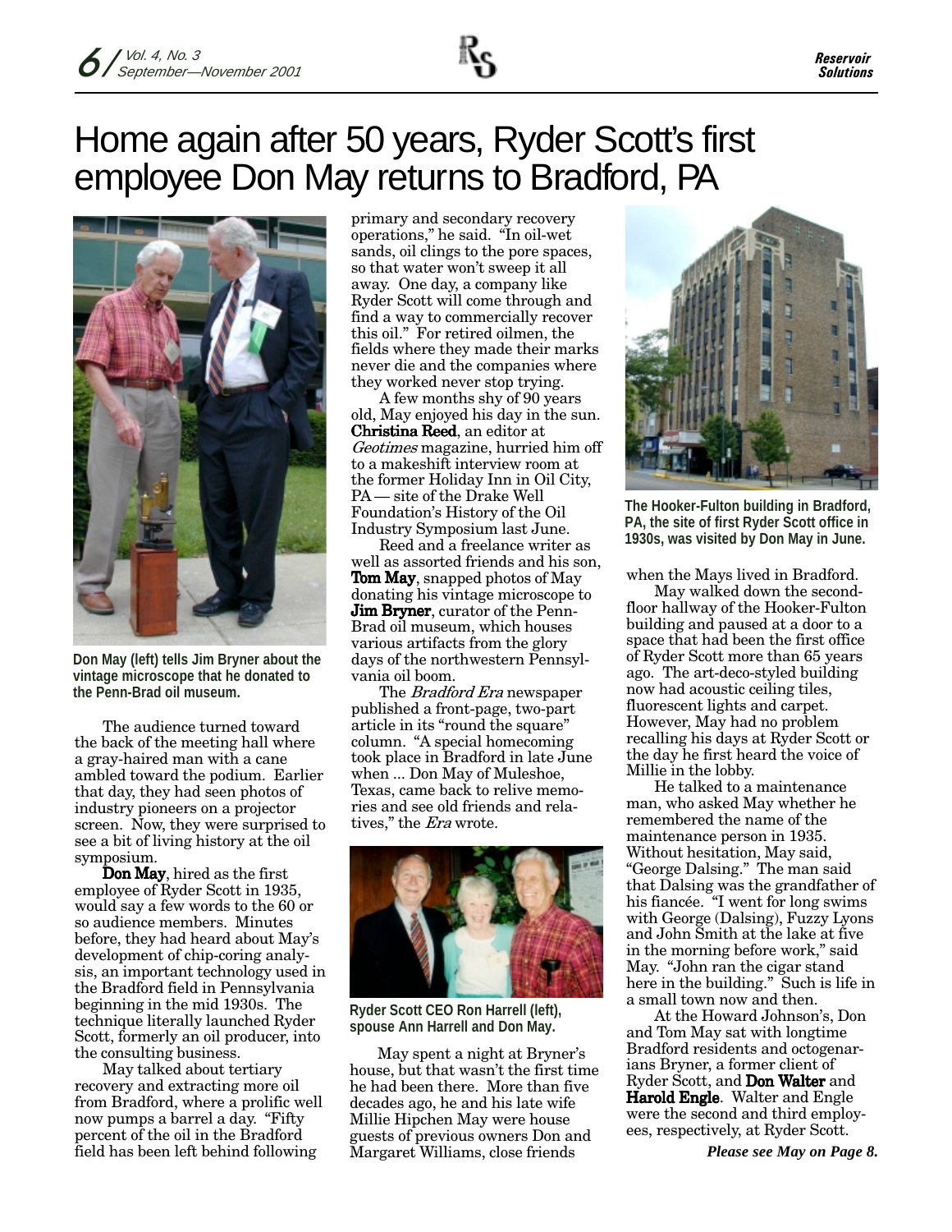# Home again after 50 years, Ryder Scott's first employee Don May returns to Bradford, PA

Don May (left) tells Jim Bryner about the vintage microscope that he donated to the Penn-Brad oil museum.

The audience turned toward the back of the meeting hall where a gray-haired man with a cane ambled toward the podium. Earlier that day, they had seen photos of industry pioneers on a projector screen. Now, they were surprised to see a bit of living history at the oil symposium.

**Don May**, hired as the first employee of Ryder Scott in 1935, would say a few words to the 60 or so audience members. Minutes before, they had heard about May's development of chip-coring analysis, an important technology used in the Bradford field in Pennsylvania beginning in the mid 1930s. The technique literally launched Ryder Scott, formerly an oil producer, into the consulting business.

May talked about tertiary recovery and extracting more oil from Bradford, where a prolific well now pumps a barrel a day. "Fifty percent of the oil in the Bradford field has been left behind following primary and secondary recovery operations," he said. "In oil-wet sands, oil clings to the pore spaces, so that water won't sweep it all away. One day, a company like Ryder Scott will come through and find a way to commercially recover this oil." For retired oilmen, the fields where they made their marks never die and the companies where they worked never stop trying.

A few months shy of 90 years old, May enjoyed his day in the sun. **Christina Reed**, an editor at *Geotimes* magazine, hurried him off to a makeshift interview room at the former Holiday Inn in Oil City, PA — site of the Drake Well Foundation's History of the Oil Industry Symposium last June.

Reed and a freelance writer as well as assorted friends and his son, **Tom May**, snapped photos of May donating his vintage microscope to **Jim Bryner**, curator of the Penn-Brad oil museum, which houses various artifacts from the glory days of the northwestern Pennsylvania oil boom.

The *Bradford Era* newspaper published a front-page, two-part article in its "round the square" column. "A special homecoming took place in Bradford in late June when ... Don May of Muleshoe, Texas, came back to relive memories and see old friends and relatives," the *Era* wrote.

Ryder Scott CEO Ron Harrell (left), spouse Ann Harrell and Don May.

May spent a night at Bryner's house, but that wasn't the first time he had been there. More than five decades ago, he and his late wife Millie Hipchen May were house guests of previous owners Don and Margaret Williams, close friends when the Mays lived in Bradford.

The Hooker-Fulton building in Bradford, PA, the site of first Ryder Scott office in 1930s, was visited by Don May in June.

May walked down the second-floor hallway of the Hooker-Fulton building and paused at a door to a space that had been the first office of Ryder Scott more than 65 years ago. The art-deco-styled building now had acoustic ceiling tiles, fluorescent lights and carpet. However, May had no problem recalling his days at Ryder Scott or the day he first heard the voice of Millie in the lobby.

He talked to a maintenance man, who asked May whether he remembered the name of the maintenance person in 1935. Without hesitation, May said, "George Dalsing." The man said that Dalsing was the grandfather of his fiancée. "I went for long swims with George (Dalsing), Fuzzy Lyons and John Smith at the lake at five in the morning before work," said May. "John ran the cigar stand here in the building." Such is life in a small town now and then.

At the Howard Johnson's, Don and Tom May sat with longtime Bradford residents and octogenarians Bryner, a former client of Ryder Scott, and **Don Walter** and **Harold Engle**. Walter and Engle were the second and third employees, respectively, at Ryder Scott.

***Please see May on Page 8.***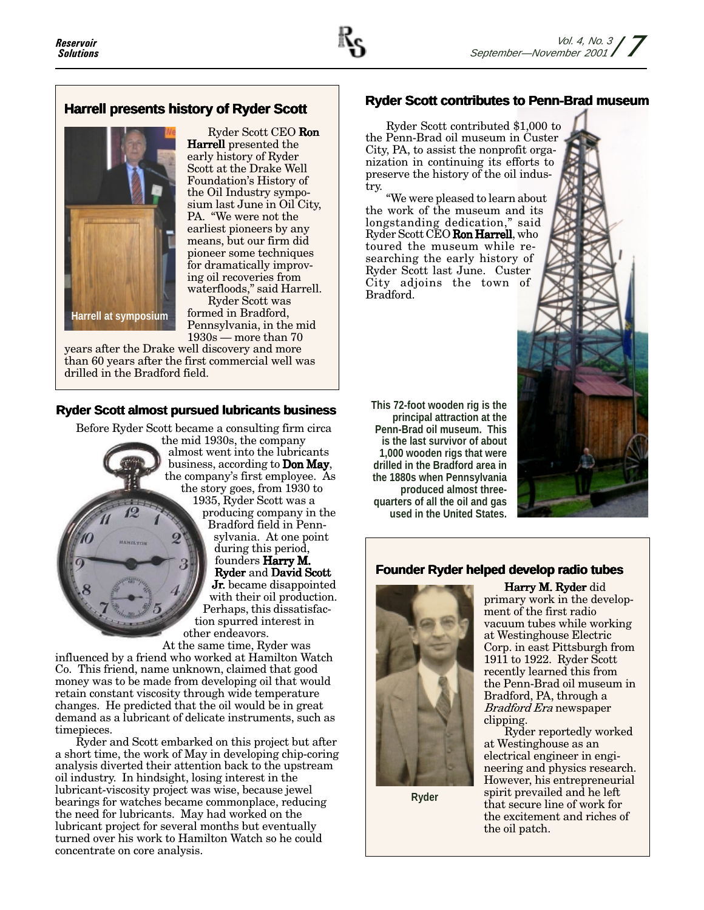## Harrell presents history of Ryder Scott

Harrell at symposium

Ryder Scott CEO **Ron Harrell** presented the early history of Ryder Scott at the Drake Well Foundation's History of the Oil Industry symposium last June in Oil City, PA. "We were not the earliest pioneers by any means, but our firm did pioneer some techniques for dramatically improving oil recoveries from waterfloods," said Harrell.

Ryder Scott was formed in Bradford, Pennsylvania, in the mid 1930s — more than 70 years after the Drake well discovery and more than 60 years after the first commercial well was drilled in the Bradford field.

## Ryder Scott almost pursued lubricants business

Before Ryder Scott became a consulting firm circa the mid 1930s, the company almost went into the lubricants business, according to **Don May**, the company's first employee. As the story goes, from 1930 to 1935, Ryder Scott was a producing company in the Bradford field in Pennsylvania. At one point during this period, founders **Harry M. Ryder** and **David Scott Jr.** became disappointed with their oil production. Perhaps, this dissatisfaction spurred interest in other endeavors.

At the same time, Ryder was influenced by a friend who worked at Hamilton Watch Co. This friend, name unknown, claimed that good money was to be made from developing oil that would retain constant viscosity through wide temperature changes. He predicted that the oil would be in great demand as a lubricant of delicate instruments, such as timepieces.

Ryder and Scott embarked on this project but after a short time, the work of May in developing chip-coring analysis diverted their attention back to the upstream oil industry. In hindsight, losing interest in the lubricant-viscosity project was wise, because jewel bearings for watches became commonplace, reducing the need for lubricants. May had worked on the lubricant project for several months but eventually turned over his work to Hamilton Watch so he could concentrate on core analysis.

## Ryder Scott contributes to Penn-Brad museum

Ryder Scott contributed $1,000 to the Penn-Brad oil museum in Custer City, PA, to assist the nonprofit organization in continuing its efforts to preserve the history of the oil industry.

"We were pleased to learn about the work of the museum and its longstanding dedication," said Ryder Scott CEO **Ron Harrell**, who toured the museum while researching the early history of Ryder Scott last June. Custer City adjoins the town of Bradford.

This 72-foot wooden rig is the principal attraction at the Penn-Brad oil museum. This is the last survivor of about 1,000 wooden rigs that were drilled in the Bradford area in the 1880s when Pennsylvania produced almost three-quarters of all the oil and gas used in the United States.

## Founder Ryder helped develop radio tubes

Ryder

**Harry M. Ryder** did primary work in the development of the first radio vacuum tubes while working at Westinghouse Electric Corp. in east Pittsburgh from 1911 to 1922. Ryder Scott recently learned this from the Penn-Brad oil museum in Bradford, PA, through a *Bradford Era* newspaper clipping.

Ryder reportedly worked at Westinghouse as an electrical engineer in engineering and physics research. However, his entrepreneurial spirit prevailed and he left that secure line of work for the excitement and riches of the oil patch.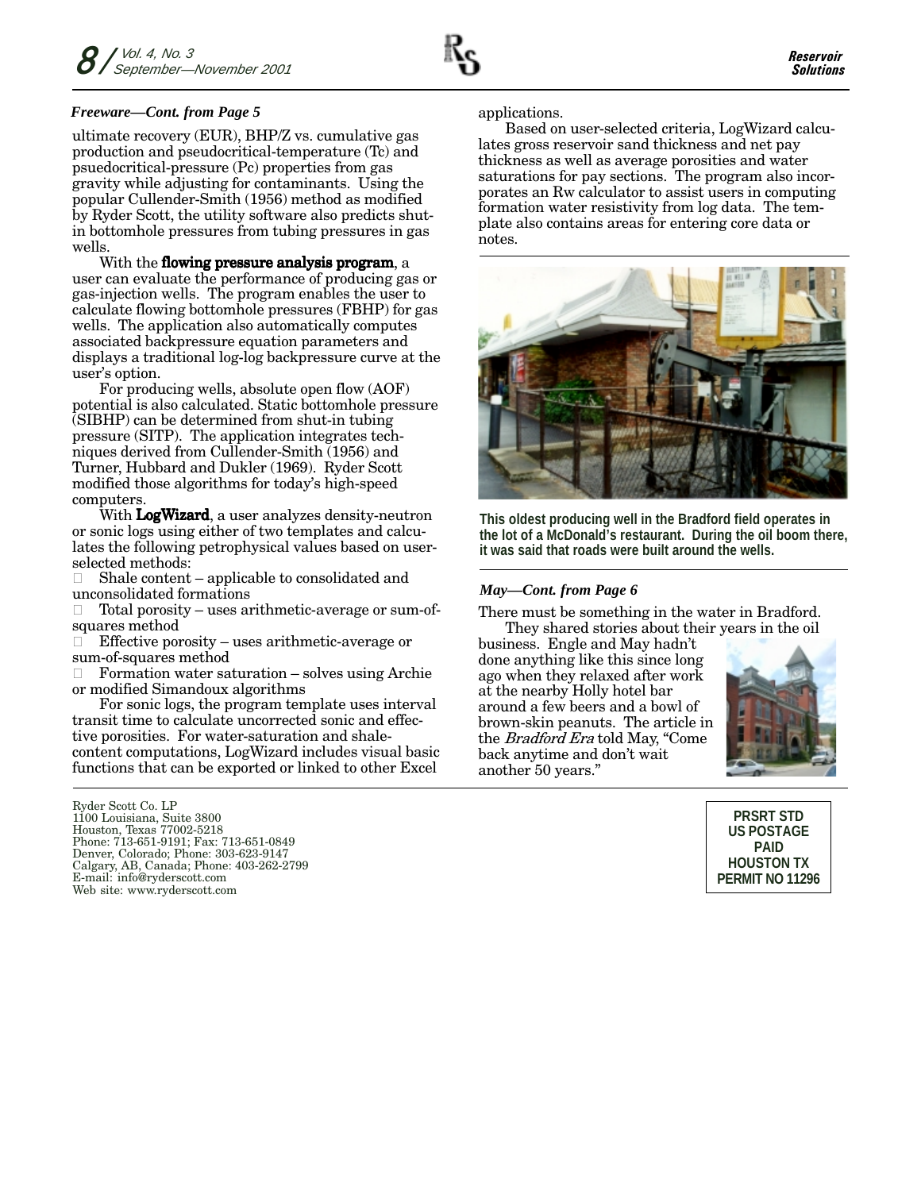*Freeware—Cont. from Page 5*

ultimate recovery (EUR), BHP/Z vs. cumulative gas production and pseudocritical-temperature (Tc) and psuedocritical-pressure (Pc) properties from gas gravity while adjusting for contaminants. Using the popular Cullender-Smith (1956) method as modified by Ryder Scott, the utility software also predicts shut-in bottomhole pressures from tubing pressures in gas wells.

With the **flowing pressure analysis program**, a user can evaluate the performance of producing gas or gas-injection wells. The program enables the user to calculate flowing bottomhole pressures (FBHP) for gas wells. The application also automatically computes associated backpressure equation parameters and displays a traditional log-log backpressure curve at the user's option.

For producing wells, absolute open flow (AOF) potential is also calculated. Static bottomhole pressure (SIBHP) can be determined from shut-in tubing pressure (SITP). The application integrates techniques derived from Cullender-Smith (1956) and Turner, Hubbard and Dukler (1969). Ryder Scott modified those algorithms for today's high-speed computers.

With **LogWizard**, a user analyzes density-neutron or sonic logs using either of two templates and calculates the following petrophysical values based on user-selected methods:

- Shale content – applicable to consolidated and unconsolidated formations
- Total porosity – uses arithmetic-average or sum-of-squares method
- Effective porosity – uses arithmetic-average or sum-of-squares method
- Formation water saturation – solves using Archie or modified Simandoux algorithms

For sonic logs, the program template uses interval transit time to calculate uncorrected sonic and effective porosities. For water-saturation and shale-content computations, LogWizard includes visual basic functions that can be exported or linked to other Excel applications.

Based on user-selected criteria, LogWizard calculates gross reservoir sand thickness and net pay thickness as well as average porosities and water saturations for pay sections. The program also incorporates an Rw calculator to assist users in computing formation water resistivity from log data. The template also contains areas for entering core data or notes.

**This oldest producing well in the Bradford field operates in the lot of a McDonald's restaurant. During the oil boom there, it was said that roads were built around the wells.**

*May—Cont. from Page 6*

There must be something in the water in Bradford.

They shared stories about their years in the oil business. Engle and May hadn't done anything like this since long ago when they relaxed after work at the nearby Holly hotel bar around a few beers and a bowl of brown-skin peanuts. The article in the *Bradford Era* told May, "Come back anytime and don't wait another 50 years."

Ryder Scott Co. LP
1100 Louisiana, Suite 3800
Houston, Texas 77002-5218
Phone: 713-651-9191; Fax: 713-651-0849
Denver, Colorado; Phone: 303-623-9147
Calgary, AB, Canada; Phone: 403-262-2799
E-mail: info@ryderscott.com
Web site: www.ryderscott.com

PRSRT STD
US POSTAGE
PAID
HOUSTON TX
PERMIT NO 11296